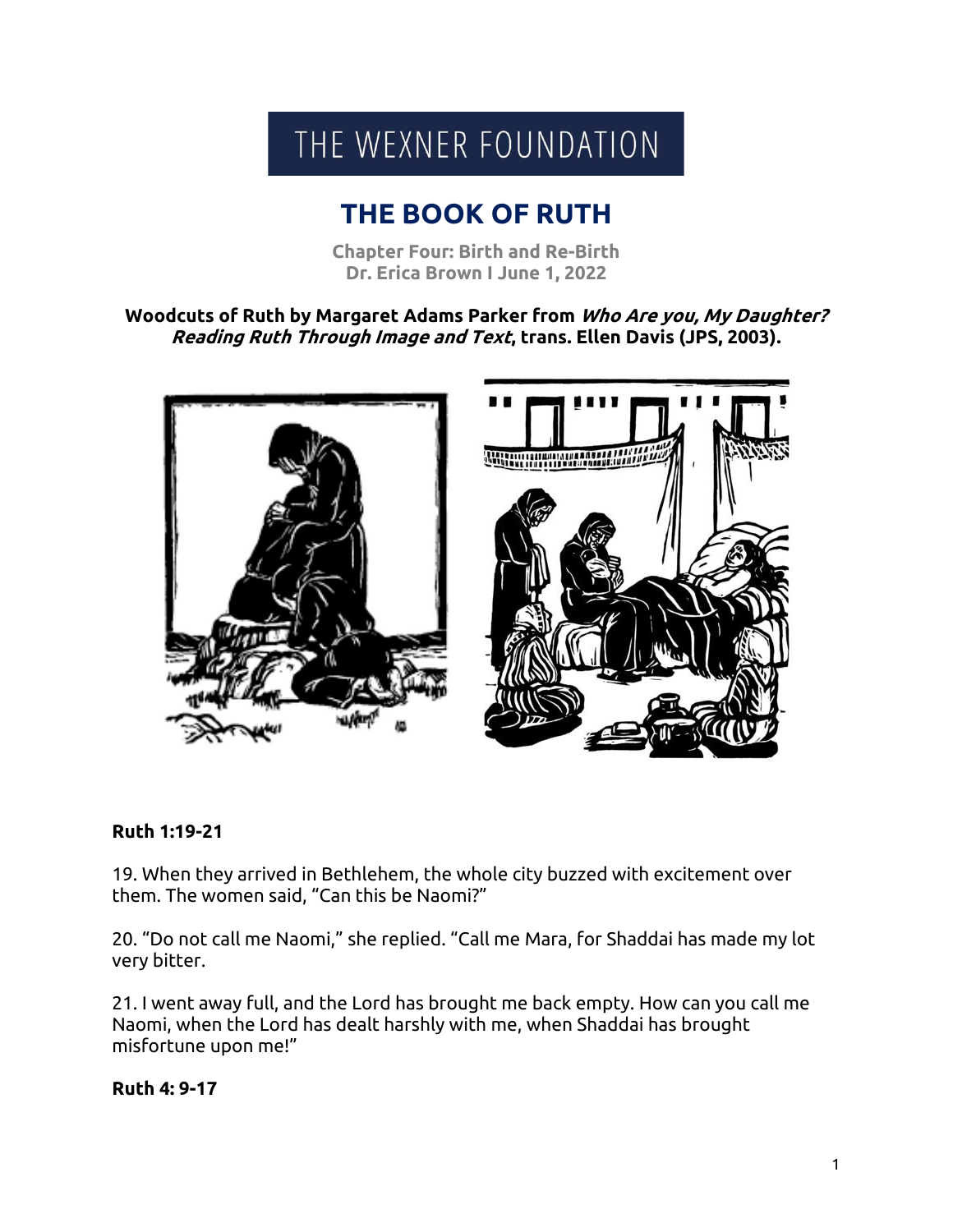THE WEXNER FOUNDATION

# THE BOOK OF RUTH

**Chapter Four: Birth and Re-Birth**
**Dr. Erica Brown I June 1, 2022**

**Woodcuts of Ruth by Margaret Adams Parker from *Who Are you, My Daughter? Reading Ruth Through Image and Text*, trans. Ellen Davis (JPS, 2003).**

**Ruth 1:19-21**

19. When they arrived in Bethlehem, the whole city buzzed with excitement over them. The women said, "Can this be Naomi?"

20. "Do not call me Naomi," she replied. "Call me Mara, for Shaddai has made my lot very bitter.

21. I went away full, and the Lord has brought me back empty. How can you call me Naomi, when the Lord has dealt harshly with me, when Shaddai has brought misfortune upon me!"

**Ruth 4: 9-17**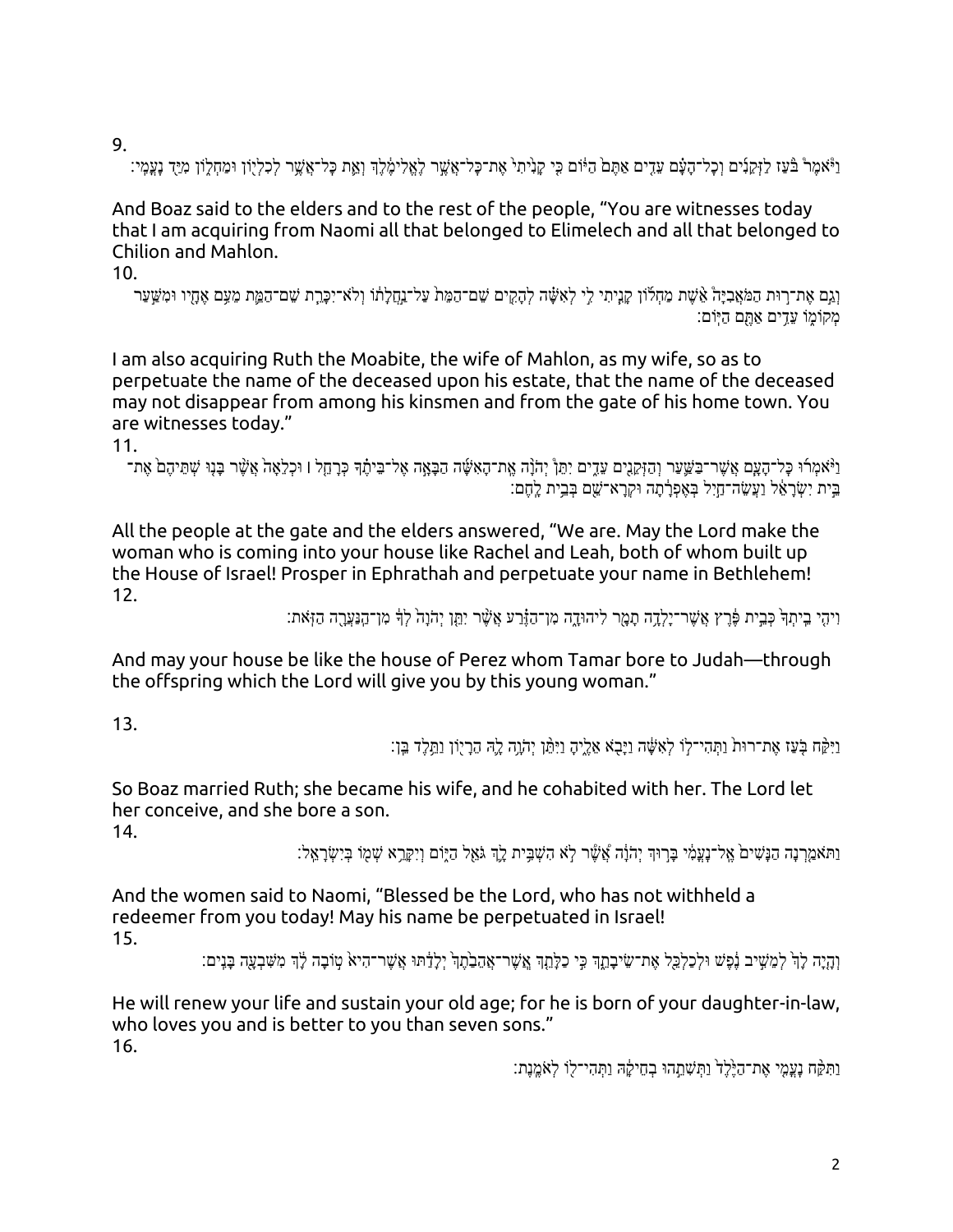9.

וַיֹּאמֶר֩ בֹּ֨עַז לַזְּקֵנִ֜ים וְכָל־הָעָ֗ם עֵדִ֤ים אַתֶּם֙ הַיּ֔וֹם כִּ֤י קָנִ֙יתִי֙ אֶת־כָּל־אֲשֶׁ֣ר לֶאֱלִימֶ֔לֶךְ וְאֵ֛ת כָּל־אֲשֶׁ֥ר לְכִלְי֖וֹן וּמַחְל֑וֹן מִיַּ֖ד נָעֳמִֽי׃

And Boaz said to the elders and to the rest of the people, “You are witnesses today that I am acquiring from Naomi all that belonged to Elimelech and all that belonged to Chilion and Mahlon.

10.

וְגַ֣ם אֶת־ר֣וּת הַמֹּאֲבִיָּה֩ אֵ֨שֶׁת מַחְל֜וֹן קָנִ֧יתִי לִ֣י לְאִשָּׁ֗ה לְהָקִ֤ים שֵׁם־הַמֵּת֙ עַל־נַ֣חֲלָת֔וֹ וְלֹֽא־יִכָּרֵ֧ת שֵׁם־הַמֵּ֛ת מֵעִ֥ם אֶחָ֖יו וּמִשַּׁ֣עַר מְקוֹמ֑וֹ עֵדִ֥ים אַתֶּ֖ם הַיּֽוֹם׃

I am also acquiring Ruth the Moabite, the wife of Mahlon, as my wife, so as to perpetuate the name of the deceased upon his estate, that the name of the deceased may not disappear from among his kinsmen and from the gate of his home town. You are witnesses today.”

11.

וַיֹּ֨אמְר֜וּ כָּל־הָעָ֧ם אֲשֶׁר־בַּשַּׁ֛עַר וְהַזְּקֵנִ֖ים עֵדִ֑ים יִתֵּן֩ יְהֹוָ֨ה אֶֽת־הָאִשָּׁ֜ה הַבָּאָ֣ה אֶל־בֵּיתֶ֗ךָ כְּרָחֵ֤ל ׀ וּכְלֵאָה֙ אֲשֶׁ֨ר בָּנ֤וּ שְׁתֵּיהֶם֙ אֶת־בֵּ֣ית יִשְׂרָאֵ֔ל וַעֲשֵׂה־חַ֣יִל בְּאֶפְרָ֔תָה וּקְרָא־שֵׁ֖ם בְּבֵ֥ית לָֽחֶם׃

All the people at the gate and the elders answered, “We are. May the Lord make the woman who is coming into your house like Rachel and Leah, both of whom built up the House of Israel! Prosper in Ephrathah and perpetuate your name in Bethlehem!

12.

וִיהִ֤י בֵֽיתְךָ֙ כְּבֵ֣ית פֶּ֔רֶץ אֲשֶׁר־יָלְדָ֥ה תָמָ֖ר לִֽיהוּדָ֑ה מִן־הַזֶּ֗רַע אֲשֶׁ֨ר יִתֵּ֤ן יְהֹוָה֙ לְךָ֔ מִן־הַנַּעֲרָ֖ה הַזֹּֽאת׃

And may your house be like the house of Perez whom Tamar bore to Judah—through the offspring which the Lord will give you by this young woman.”

13.

וַיִּקַּ֨ח בֹּ֤עַז אֶת־רוּת֙ וַתְּהִי־ל֣וֹ לְאִשָּׁ֔ה וַיָּבֹ֖א אֵלֶ֑יהָ וַיִּתֵּ֨ן יְהֹוָ֥ה לָ֛הּ הֵרָי֖וֹן וַתֵּ֥לֶד בֵּֽן׃

So Boaz married Ruth; she became his wife, and he cohabited with her. The Lord let her conceive, and she bore a son.

14.

וַתֹּאמַ֤רְנָה הַנָּשִׁים֙ אֶֽל־נָעֳמִ֔י בָּר֣וּךְ יְהֹוָ֔ה אֲשֶׁ֨ר לֹ֠א הִשְׁבִּ֥ית לָ֛ךְ גֹּאֵ֖ל הַיּ֑וֹם וְיִקָּרֵ֥א שְׁמ֖וֹ בְּיִשְׂרָאֵֽל׃

And the women said to Naomi, “Blessed be the Lord, who has not withheld a redeemer from you today! May his name be perpetuated in Israel!

15.

וְהָ֤יָה לָךְ֙ לְמֵשִׁ֣יב נֶ֔פֶשׁ וּלְכַלְכֵּ֖ל אֶת־שֵׂיבָתֵ֑ךְ כִּ֣י כַלָּתֵ֤ךְ אֲשֶׁר־אֲהֵבַ֙תֶךְ֙ יְלָדַ֔תּוּ אֲשֶׁר־הִיא֙ ט֣וֹבָה לָ֔ךְ מִשִּׁבְעָ֖ה בָּנִֽים׃

He will renew your life and sustain your old age; for he is born of your daughter-in-law, who loves you and is better to you than seven sons.”

16.

וַתִּקַּ֨ח נָעֳמִ֤י אֶת־הַיֶּ֙לֶד֙ וַתְּשִׁתֵ֣הוּ בְחֵיקָ֔הּ וַתְּהִי־ל֖וֹ לְאֹמֶֽנֶת׃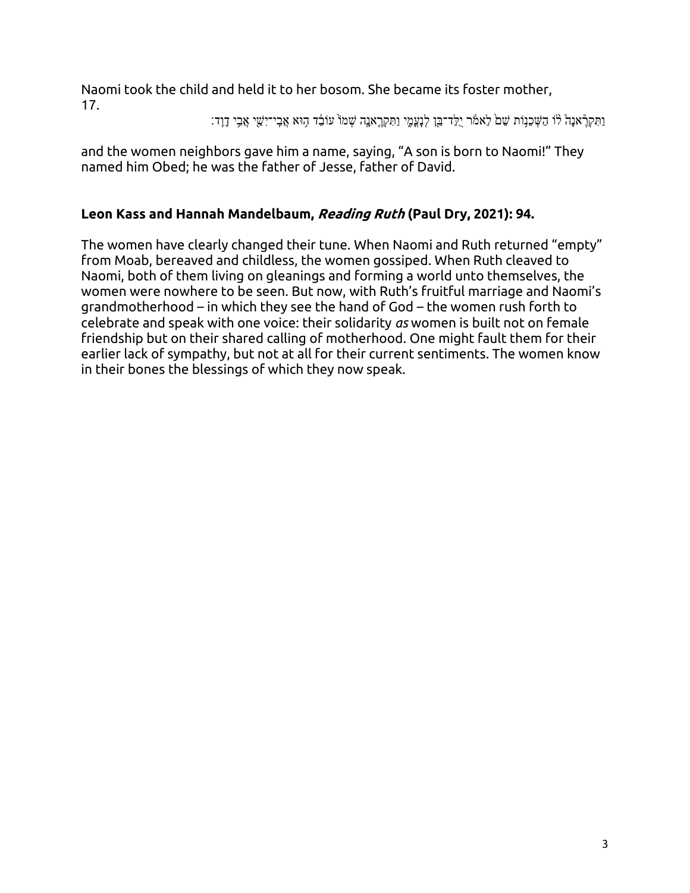Naomi took the child and held it to her bosom. She became its foster mother,
17.

וַתִּקְרֶאנָה לוֹ הַשְּׁכֵנוֹת שֵׁם לֵאמֹר יֻלַּד־בֵּן לְנָעֳמִי וַתִּקְרֶאנָה שְׁמוֹ עוֹבֵד הוּא אֲבִי־יִשַׁי אֲבִי דָוִד׃

and the women neighbors gave him a name, saying, “A son is born to Naomi!” They named him Obed; he was the father of Jesse, father of David.

**Leon Kass and Hannah Mandelbaum, *Reading Ruth* (Paul Dry, 2021): 94.**

The women have clearly changed their tune. When Naomi and Ruth returned “empty” from Moab, bereaved and childless, the women gossiped. When Ruth cleaved to Naomi, both of them living on gleanings and forming a world unto themselves, the women were nowhere to be seen. But now, with Ruth’s fruitful marriage and Naomi’s grandmotherhood – in which they see the hand of God – the women rush forth to celebrate and speak with one voice: their solidarity *as* women is built not on female friendship but on their shared calling of motherhood. One might fault them for their earlier lack of sympathy, but not at all for their current sentiments. The women know in their bones the blessings of which they now speak.